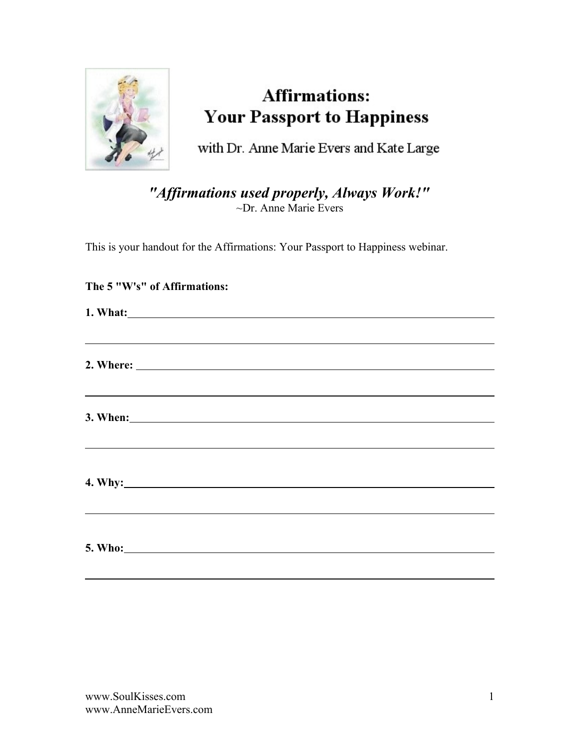# Affirmations: Your Passport to Happiness

with Dr. Anne Marie Evers and Kate Large

***"Affirmations used properly, Always Work!"***
~Dr. Anne Marie Evers

This is your handout for the Affirmations: Your Passport to Happiness webinar.

**The 5 "W's" of Affirmations:**

**1. What:**___________________________________________________________________

______________________________________________________________________________

**2. Where:** _________________________________________________________________

______________________________________________________________________________

**3. When:**___________________________________________________________________

______________________________________________________________________________

**4. Why:**____________________________________________________________________

______________________________________________________________________________

**5. Who:**____________________________________________________________________

______________________________________________________________________________

www.SoulKisses.com
www.AnneMarieEvers.com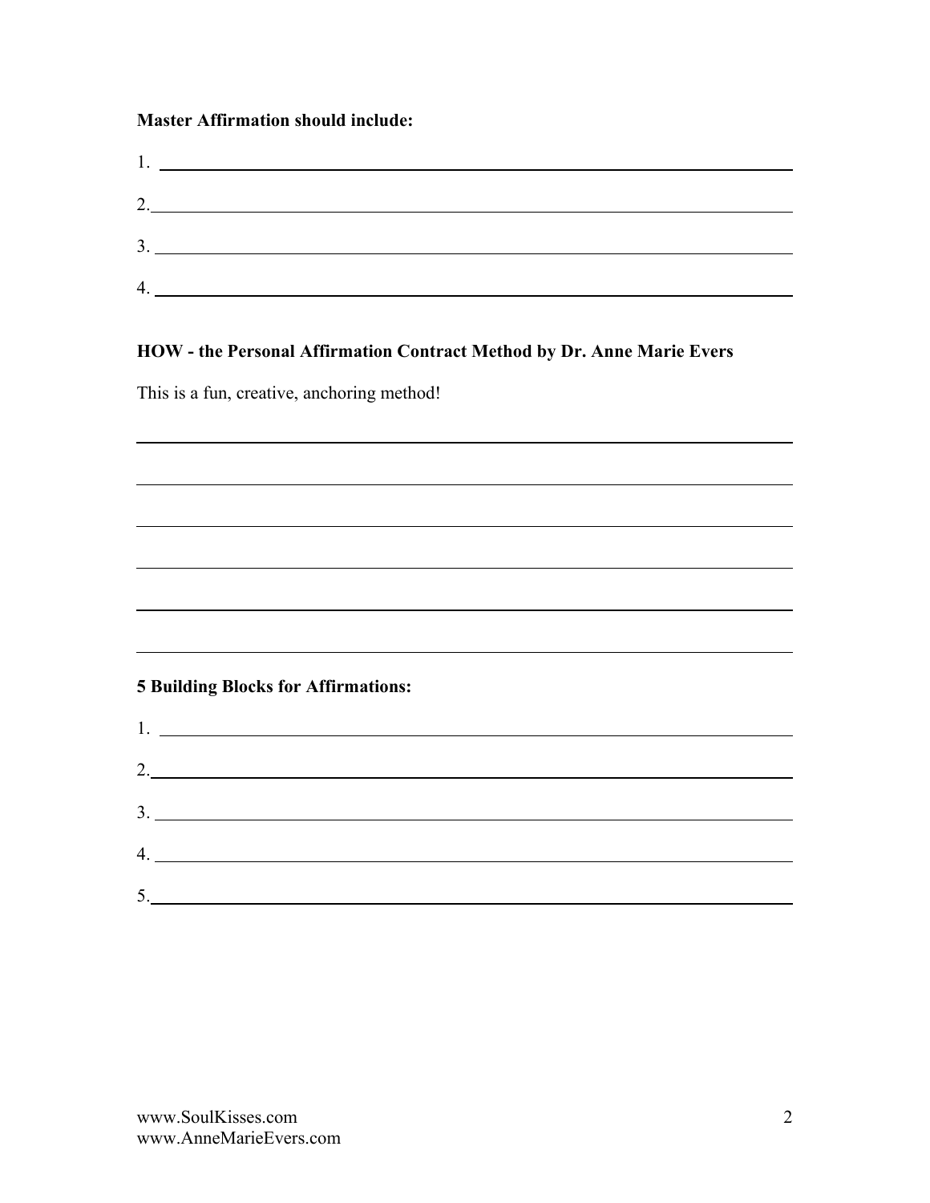**Master Affirmation should include:**

1. \_\_\_\_\_\_\_\_\_\_\_\_\_\_\_\_\_\_\_\_\_\_\_\_\_\_\_\_\_\_\_\_\_\_\_\_\_\_\_\_

2. \_\_\_\_\_\_\_\_\_\_\_\_\_\_\_\_\_\_\_\_\_\_\_\_\_\_\_\_\_\_\_\_\_\_\_\_\_\_\_\_

3. \_\_\_\_\_\_\_\_\_\_\_\_\_\_\_\_\_\_\_\_\_\_\_\_\_\_\_\_\_\_\_\_\_\_\_\_\_\_\_\_

4. \_\_\_\_\_\_\_\_\_\_\_\_\_\_\_\_\_\_\_\_\_\_\_\_\_\_\_\_\_\_\_\_\_\_\_\_\_\_\_\_

**HOW - the Personal Affirmation Contract Method by Dr. Anne Marie Evers**

This is a fun, creative, anchoring method!

\_\_\_\_\_\_\_\_\_\_\_\_\_\_\_\_\_\_\_\_\_\_\_\_\_\_\_\_\_\_\_\_\_\_\_\_\_\_\_\_\_\_\_\_

\_\_\_\_\_\_\_\_\_\_\_\_\_\_\_\_\_\_\_\_\_\_\_\_\_\_\_\_\_\_\_\_\_\_\_\_\_\_\_\_\_\_\_\_

\_\_\_\_\_\_\_\_\_\_\_\_\_\_\_\_\_\_\_\_\_\_\_\_\_\_\_\_\_\_\_\_\_\_\_\_\_\_\_\_\_\_\_\_

\_\_\_\_\_\_\_\_\_\_\_\_\_\_\_\_\_\_\_\_\_\_\_\_\_\_\_\_\_\_\_\_\_\_\_\_\_\_\_\_\_\_\_\_

\_\_\_\_\_\_\_\_\_\_\_\_\_\_\_\_\_\_\_\_\_\_\_\_\_\_\_\_\_\_\_\_\_\_\_\_\_\_\_\_\_\_\_\_

\_\_\_\_\_\_\_\_\_\_\_\_\_\_\_\_\_\_\_\_\_\_\_\_\_\_\_\_\_\_\_\_\_\_\_\_\_\_\_\_\_\_\_\_

**5 Building Blocks for Affirmations:**

1. \_\_\_\_\_\_\_\_\_\_\_\_\_\_\_\_\_\_\_\_\_\_\_\_\_\_\_\_\_\_\_\_\_\_\_\_\_\_\_\_

2. \_\_\_\_\_\_\_\_\_\_\_\_\_\_\_\_\_\_\_\_\_\_\_\_\_\_\_\_\_\_\_\_\_\_\_\_\_\_\_\_

3. \_\_\_\_\_\_\_\_\_\_\_\_\_\_\_\_\_\_\_\_\_\_\_\_\_\_\_\_\_\_\_\_\_\_\_\_\_\_\_\_

4. \_\_\_\_\_\_\_\_\_\_\_\_\_\_\_\_\_\_\_\_\_\_\_\_\_\_\_\_\_\_\_\_\_\_\_\_\_\_\_\_

5. \_\_\_\_\_\_\_\_\_\_\_\_\_\_\_\_\_\_\_\_\_\_\_\_\_\_\_\_\_\_\_\_\_\_\_\_\_\_\_\_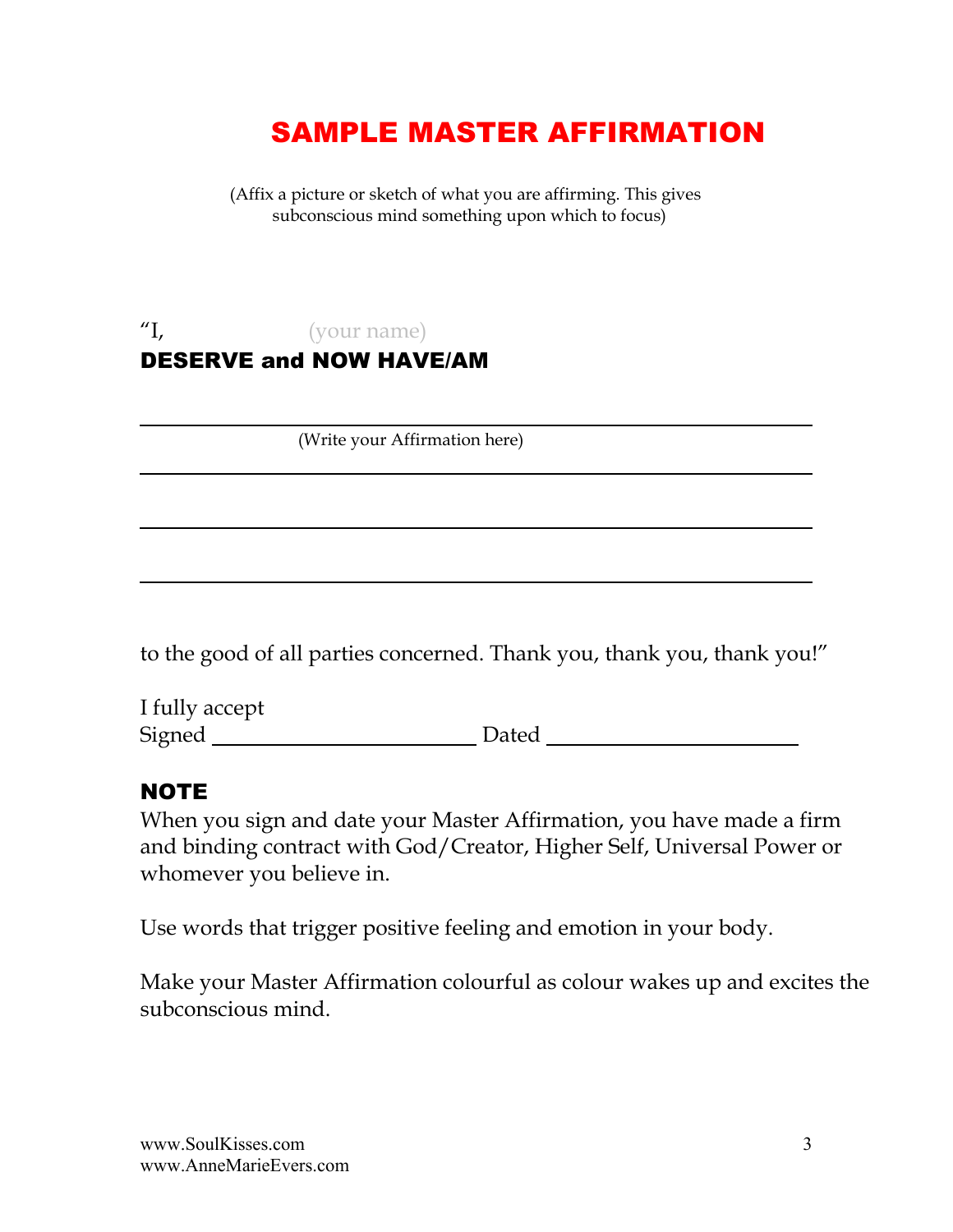# SAMPLE MASTER AFFIRMATION

(Affix a picture or sketch of what you are affirming. This gives subconscious mind something upon which to focus)

"I, (your name)

**DESERVE and NOW HAVE/AM**

______________________________________________

(Write your Affirmation here)

______________________________________________

______________________________________________

______________________________________________

to the good of all parties concerned. Thank you, thank you, thank you!"

I fully accept

Signed ______________________ Dated ______________________

## NOTE

When you sign and date your Master Affirmation, you have made a firm and binding contract with God/Creator, Higher Self, Universal Power or whomever you believe in.

Use words that trigger positive feeling and emotion in your body.

Make your Master Affirmation colourful as colour wakes up and excites the subconscious mind.

www.SoulKisses.com
www.AnneMarieEvers.com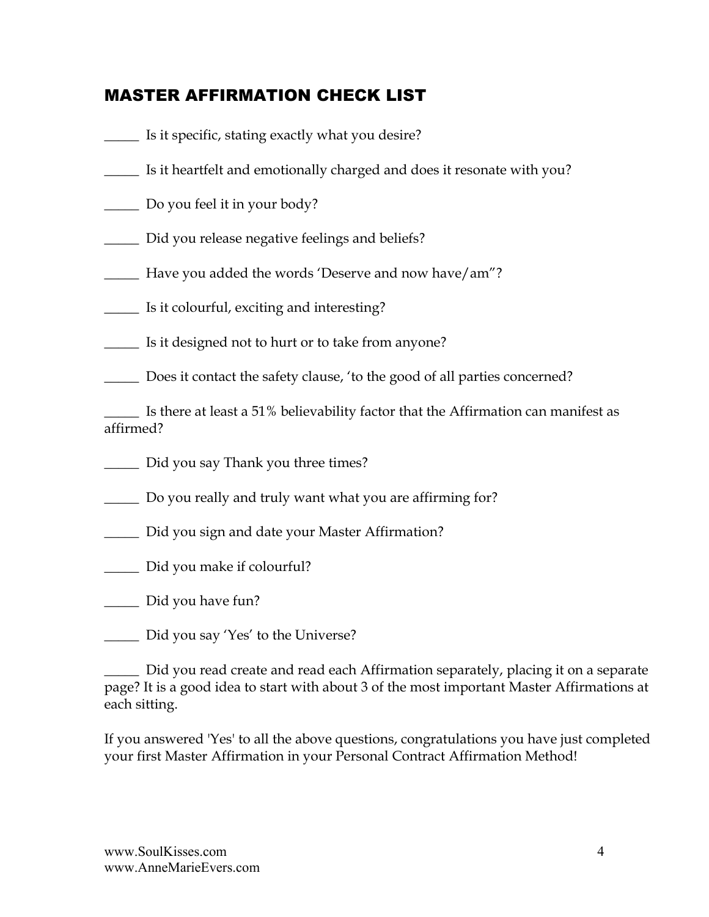## MASTER AFFIRMATION CHECK LIST

_____ Is it specific, stating exactly what you desire?

_____ Is it heartfelt and emotionally charged and does it resonate with you?

_____ Do you feel it in your body?

_____ Did you release negative feelings and beliefs?

_____ Have you added the words 'Deserve and now have/am"?

_____ Is it colourful, exciting and interesting?

_____ Is it designed not to hurt or to take from anyone?

_____ Does it contact the safety clause, 'to the good of all parties concerned?

_____ Is there at least a 51% believability factor that the Affirmation can manifest as affirmed?

_____ Did you say Thank you three times?

_____ Do you really and truly want what you are affirming for?

_____ Did you sign and date your Master Affirmation?

_____ Did you make if colourful?

_____ Did you have fun?

_____ Did you say 'Yes' to the Universe?

_____ Did you read create and read each Affirmation separately, placing it on a separate page? It is a good idea to start with about 3 of the most important Master Affirmations at each sitting.

If you answered 'Yes' to all the above questions, congratulations you have just completed your first Master Affirmation in your Personal Contract Affirmation Method!

www.SoulKisses.com
www.AnneMarieEvers.com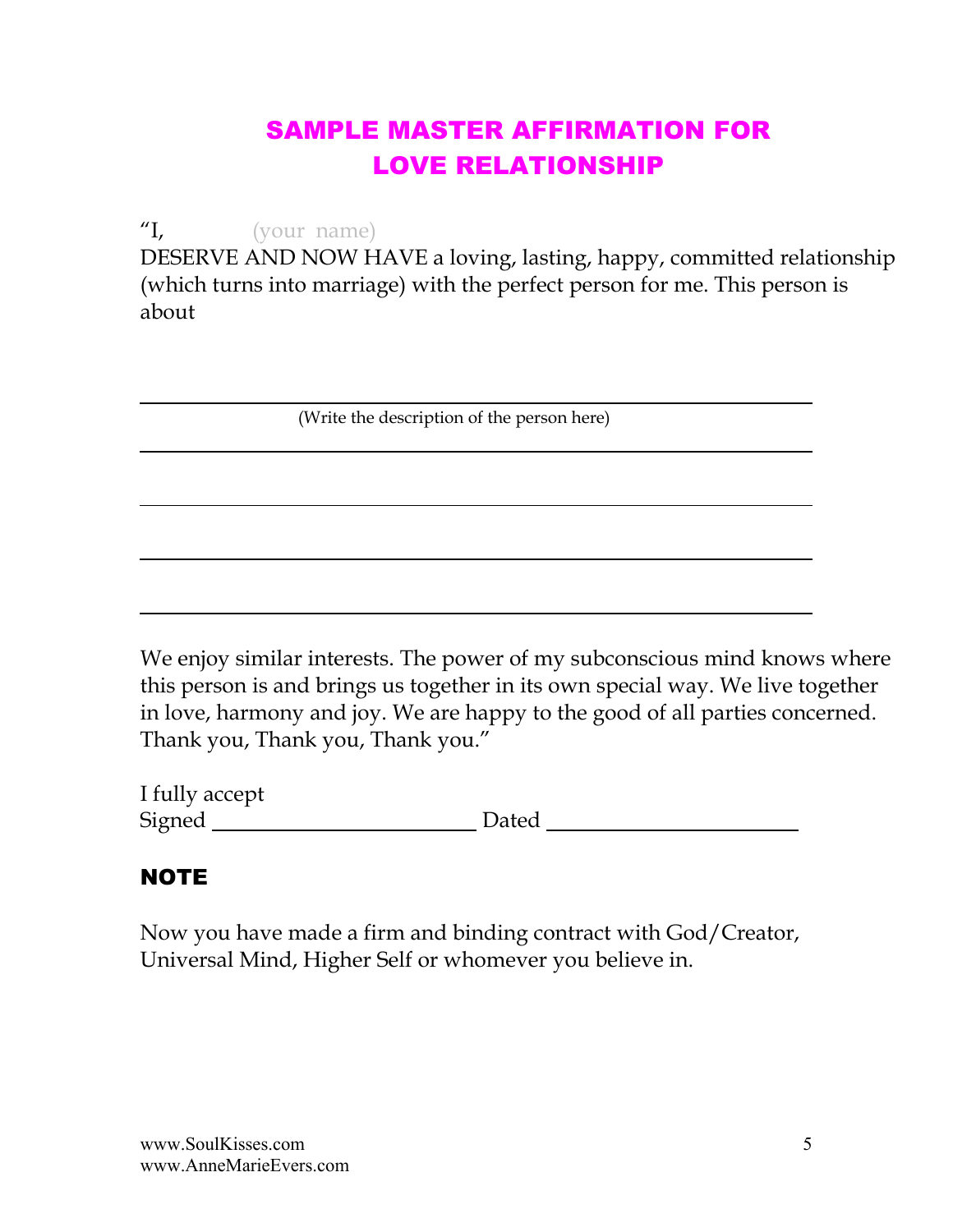# SAMPLE MASTER AFFIRMATION FOR LOVE RELATIONSHIP

"I, (your name)
DESERVE AND NOW HAVE a loving, lasting, happy, committed relationship (which turns into marriage) with the perfect person for me. This person is about

______________________________________________
(Write the description of the person here)
______________________________________________

______________________________________________

______________________________________________

______________________________________________

We enjoy similar interests. The power of my subconscious mind knows where this person is and brings us together in its own special way. We live together in love, harmony and joy. We are happy to the good of all parties concerned. Thank you, Thank you, Thank you."

I fully accept
Signed ________________________ Dated ______________________

## NOTE

Now you have made a firm and binding contract with God/Creator, Universal Mind, Higher Self or whomever you believe in.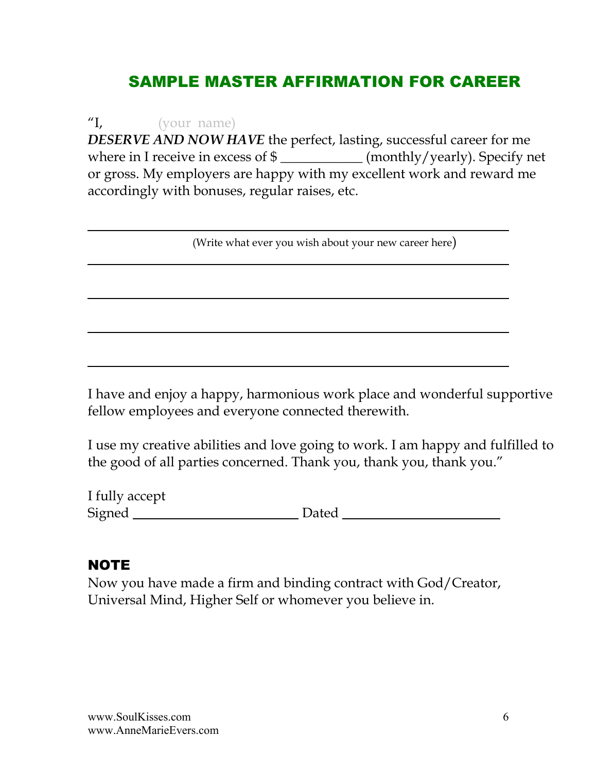# SAMPLE MASTER AFFIRMATION FOR CAREER

"I, (your name)
***DESERVE AND NOW HAVE*** the perfect, lasting, successful career for me where in I receive in excess of $ ___________ (monthly/yearly). Specify net or gross. My employers are happy with my excellent work and reward me accordingly with bonuses, regular raises, etc.

_______________________________________________

(Write what ever you wish about your new career here)

_______________________________________________

_______________________________________________

_______________________________________________

_______________________________________________

I have and enjoy a happy, harmonious work place and wonderful supportive fellow employees and everyone connected therewith.

I use my creative abilities and love going to work. I am happy and fulfilled to the good of all parties concerned. Thank you, thank you, thank you."

I fully accept
Signed ______________________ Dated ______________________

## NOTE

Now you have made a firm and binding contract with God/Creator, Universal Mind, Higher Self or whomever you believe in.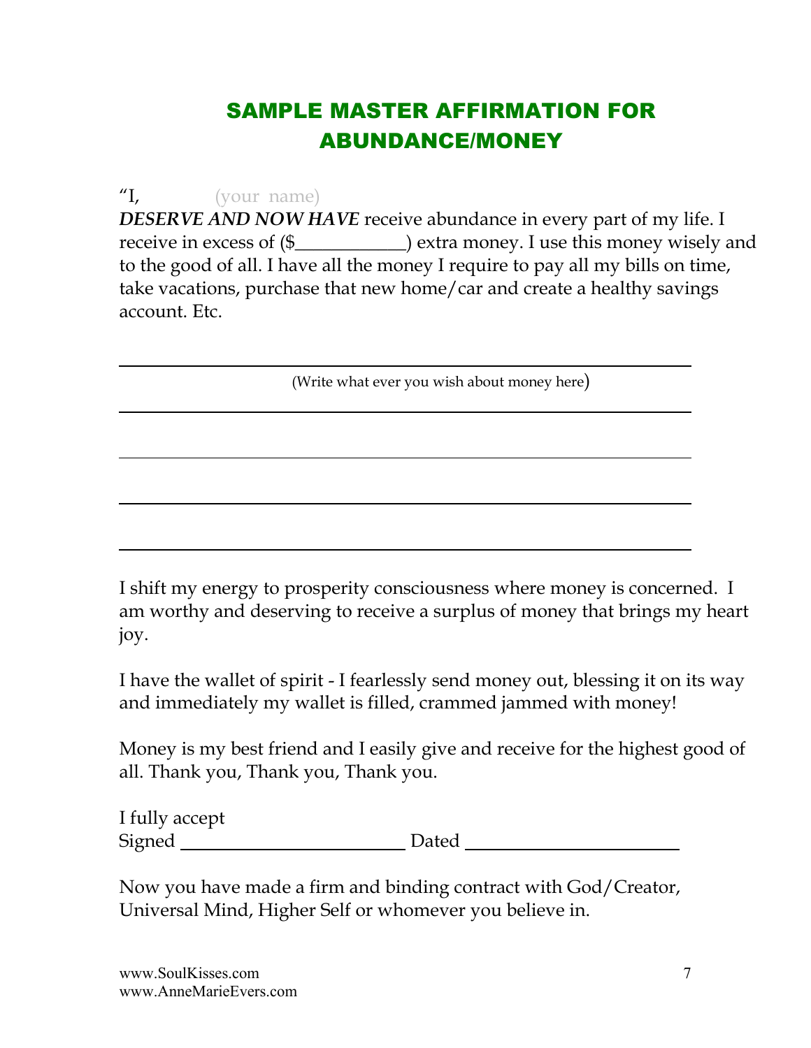# SAMPLE MASTER AFFIRMATION FOR ABUNDANCE/MONEY

"I, (your name)
***DESERVE AND NOW HAVE*** receive abundance in every part of my life. I receive in excess of ($____________) extra money. I use this money wisely and to the good of all. I have all the money I require to pay all my bills on time, take vacations, purchase that new home/car and create a healthy savings account. Etc.

______________________________________________________________

(Write what ever you wish about money here)

______________________________________________________________

______________________________________________________________

______________________________________________________________

______________________________________________________________

I shift my energy to prosperity consciousness where money is concerned. I am worthy and deserving to receive a surplus of money that brings my heart joy.

I have the wallet of spirit - I fearlessly send money out, blessing it on its way and immediately my wallet is filled, crammed jammed with money!

Money is my best friend and I easily give and receive for the highest good of all. Thank you, Thank you, Thank you.

I fully accept
Signed ________________________ Dated ________________________

Now you have made a firm and binding contract with God/Creator, Universal Mind, Higher Self or whomever you believe in.

www.SoulKisses.com
www.AnneMarieEvers.com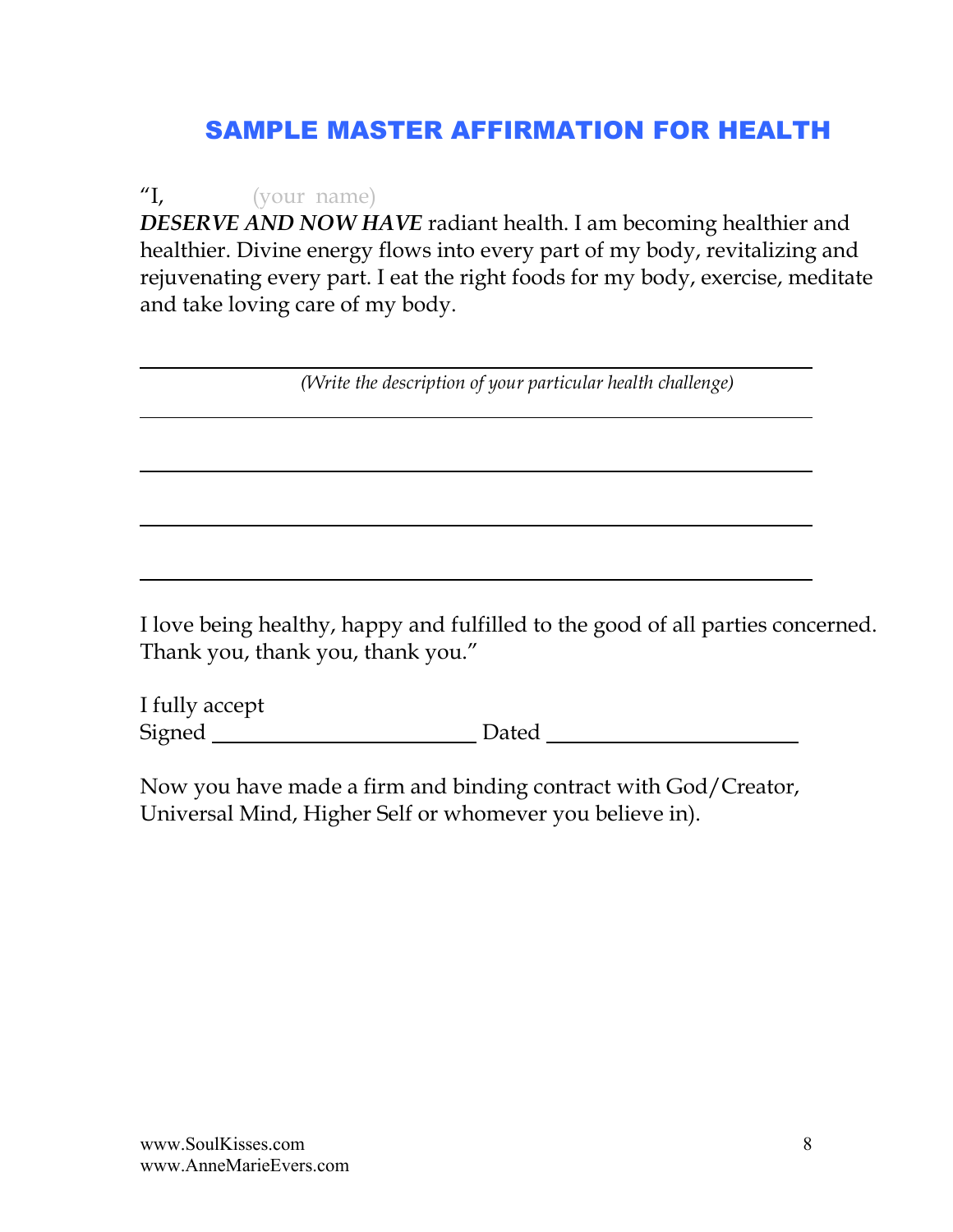## SAMPLE MASTER AFFIRMATION FOR HEALTH

"I, (your name)
***DESERVE AND NOW HAVE*** radiant health. I am becoming healthier and healthier. Divine energy flows into every part of my body, revitalizing and rejuvenating every part. I eat the right foods for my body, exercise, meditate and take loving care of my body.

______________________________________________
*(Write the description of your particular health challenge)*
______________________________________________

______________________________________________

______________________________________________

______________________________________________

I love being healthy, happy and fulfilled to the good of all parties concerned. Thank you, thank you, thank you."

I fully accept
Signed ______________________ Dated ______________________

Now you have made a firm and binding contract with God/Creator, Universal Mind, Higher Self or whomever you believe in).

www.SoulKisses.com
www.AnneMarieEvers.com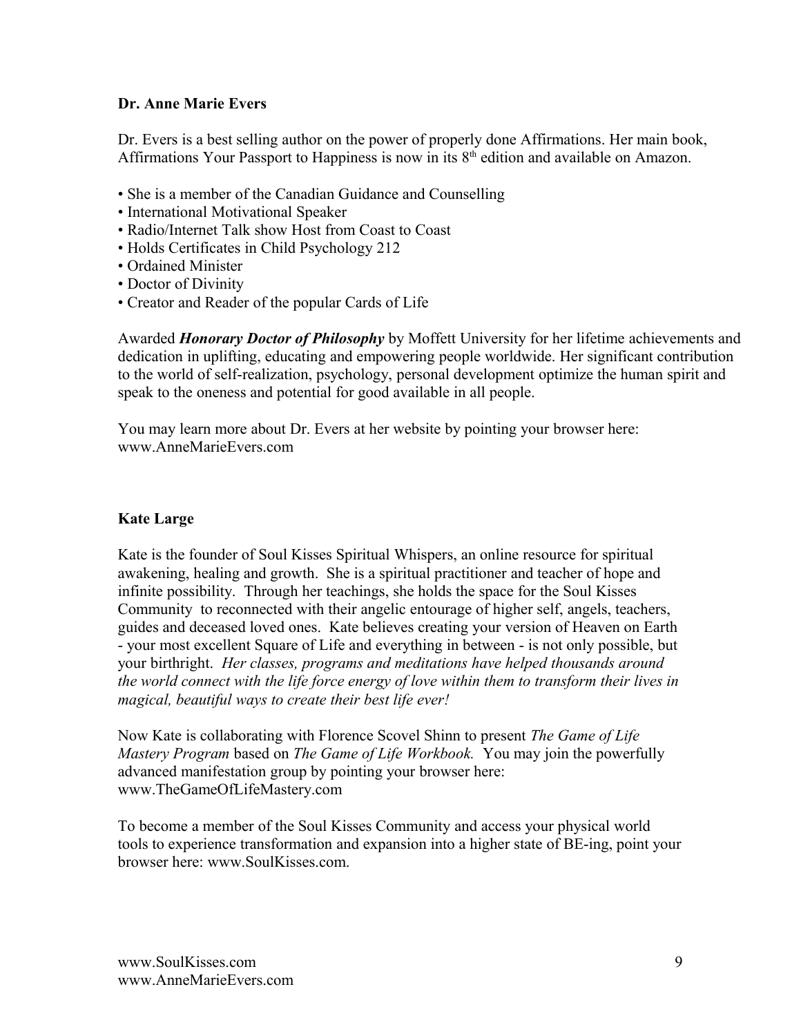**Dr. Anne Marie Evers**

Dr. Evers is a best selling author on the power of properly done Affirmations. Her main book, Affirmations Your Passport to Happiness is now in its 8th edition and available on Amazon.

- She is a member of the Canadian Guidance and Counselling
- International Motivational Speaker
- Radio/Internet Talk show Host from Coast to Coast
- Holds Certificates in Child Psychology 212
- Ordained Minister
- Doctor of Divinity
- Creator and Reader of the popular Cards of Life

Awarded ***Honorary Doctor of Philosophy*** by Moffett University for her lifetime achievements and dedication in uplifting, educating and empowering people worldwide. Her significant contribution to the world of self-realization, psychology, personal development optimize the human spirit and speak to the oneness and potential for good available in all people.

You may learn more about Dr. Evers at her website by pointing your browser here: www.AnneMarieEvers.com

**Kate Large**

Kate is the founder of Soul Kisses Spiritual Whispers, an online resource for spiritual awakening, healing and growth. She is a spiritual practitioner and teacher of hope and infinite possibility. Through her teachings, she holds the space for the Soul Kisses Community to reconnected with their angelic entourage of higher self, angels, teachers, guides and deceased loved ones. Kate believes creating your version of Heaven on Earth - your most excellent Square of Life and everything in between - is not only possible, but your birthright. *Her classes, programs and meditations have helped thousands around the world connect with the life force energy of love within them to transform their lives in magical, beautiful ways to create their best life ever!*

Now Kate is collaborating with Florence Scovel Shinn to present *The Game of Life Mastery Program* based on *The Game of Life Workbook.* You may join the powerfully advanced manifestation group by pointing your browser here: www.TheGameOfLifeMastery.com

To become a member of the Soul Kisses Community and access your physical world tools to experience transformation and expansion into a higher state of BE-ing, point your browser here: www.SoulKisses.com.